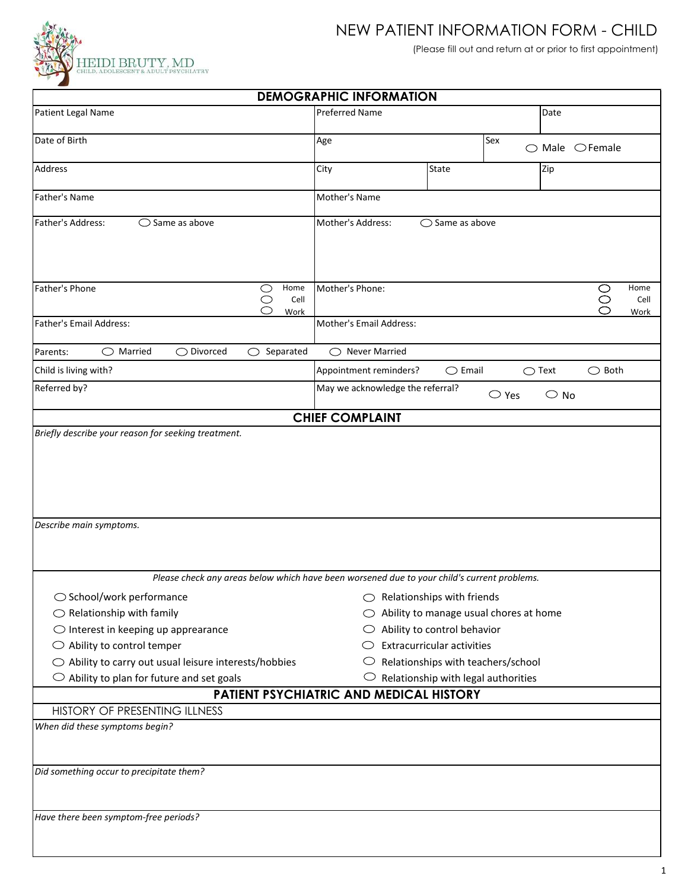HEIDI BRUTY, MD
CHILD, ADOLESCENT & ADULT PSYCHIATRY

# NEW PATIENT INFORMATION FORM - CHILD

(Please fill out and return at or prior to first appointment)

## DEMOGRAPHIC INFORMATION

| Patient Legal Name | Preferred Name | | Date |
|---|---|---|---|
| Date of Birth | Age | Sex ◯ Male ◯ Female | |
| Address | City | State | Zip |
| Father's Name | Mother's Name | | |
| Father's Address: ◯ Same as above | Mother's Address: ◯ Same as above | | |
| Father's Phone ◯ Home ◯ Cell ◯ Work | Mother's Phone: ◯ Home ◯ Cell ◯ Work | | |
| Father's Email Address: | Mother's Email Address: | | |

Parents: ◯ Married ◯ Divorced ◯ Separated ◯ Never Married

| Child is living with? | Appointment reminders? ◯ Email ◯ Text ◯ Both |
|---|---|
| Referred by? | May we acknowledge the referral? ◯ Yes ◯ No |

## CHIEF COMPLAINT

*Briefly describe your reason for seeking treatment.*

*Describe main symptoms.*

*Please check any areas below which have been worsened due to your child's current problems.*

- ◯ School/work performance
- ◯ Relationship with family
- ◯ Interest in keeping up appearance
- ◯ Ability to control temper
- ◯ Ability to carry out usual leisure interests/hobbies
- ◯ Ability to plan for future and set goals
- ◯ Relationships with friends
- ◯ Ability to manage usual chores at home
- ◯ Ability to control behavior
- ◯ Extracurricular activities
- ◯ Relationships with teachers/school
- ◯ Relationship with legal authorities

## PATIENT PSYCHIATRIC AND MEDICAL HISTORY

### HISTORY OF PRESENTING ILLNESS

*When did these symptoms begin?*

*Did something occur to precipitate them?*

*Have there been symptom-free periods?*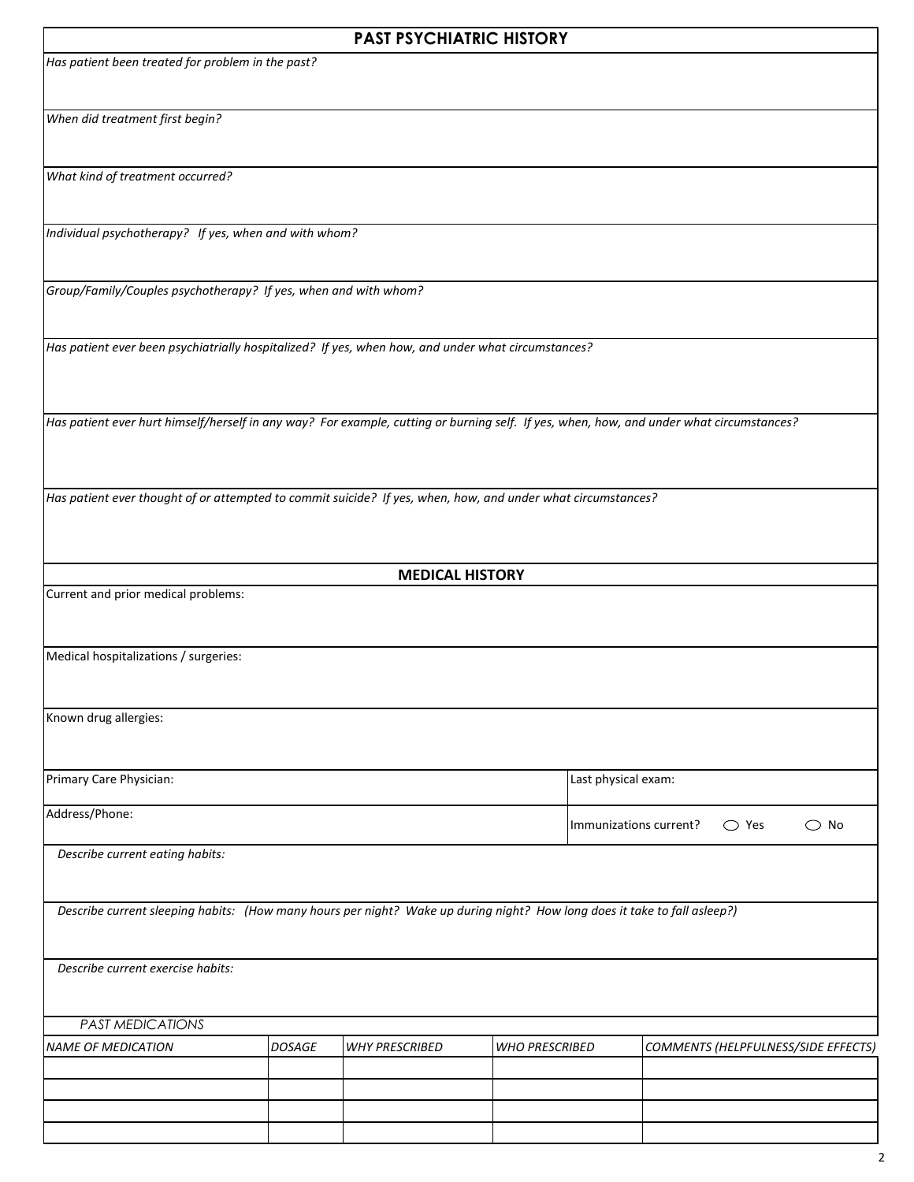## PAST PSYCHIATRIC HISTORY

*Has patient been treated for problem in the past?*

*When did treatment first begin?*

*What kind of treatment occurred?*

*Individual psychotherapy? If yes, when and with whom?*

*Group/Family/Couples psychotherapy? If yes, when and with whom?*

*Has patient ever been psychiatrially hospitalized? If yes, when how, and under what circumstances?*

*Has patient ever hurt himself/herself in any way? For example, cutting or burning self. If yes, when, how, and under what circumstances?*

*Has patient ever thought of or attempted to commit suicide? If yes, when, how, and under what circumstances?*

## MEDICAL HISTORY

Current and prior medical problems:

Medical hospitalizations / surgeries:

Known drug allergies:

Primary Care Physician:

Last physical exam:

Address/Phone:

Immunizations current? ◯ Yes ◯ No

*Describe current eating habits:*

*Describe current sleeping habits: (How many hours per night? Wake up during night? How long does it take to fall asleep?)*

*Describe current exercise habits:*

*PAST MEDICATIONS*

| *NAME OF MEDICATION* | *DOSAGE* | *WHY PRESCRIBED* | *WHO PRESCRIBED* | *COMMENTS (HELPFULNESS/SIDE EFFECTS)* |
|---|---|---|---|---|
| | | | | |
| | | | | |
| | | | | |
| | | | | |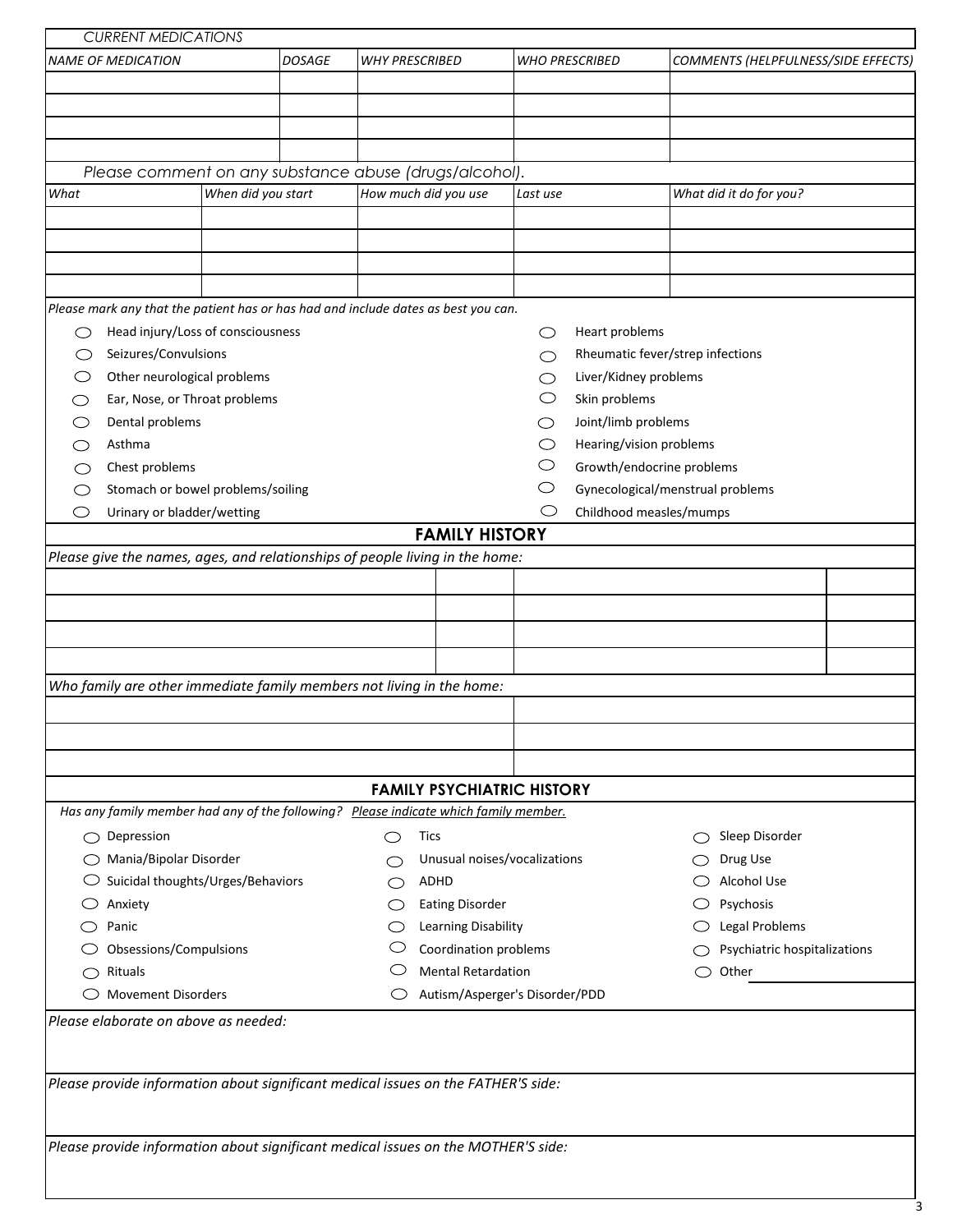*CURRENT MEDICATIONS*

| *NAME OF MEDICATION* | *DOSAGE* | *WHY PRESCRIBED* | *WHO PRESCRIBED* | *COMMENTS (HELPFULNESS/SIDE EFFECTS)* |
|---|---|---|---|---|
| | | | | |
| | | | | |
| | | | | |
| | | | | |

*Please comment on any substance abuse (drugs/alcohol).*

| *What* | *When did you start* | *How much did you use* | *Last use* | *What did it do for you?* |
|---|---|---|---|---|
| | | | | |
| | | | | |
| | | | | |
| | | | | |

*Please mark any that the patient has or has had and include dates as best you can.*

- ◯ Head injury/Loss of consciousness
- ◯ Seizures/Convulsions
- ◯ Other neurological problems
- ◯ Ear, Nose, or Throat problems
- ◯ Dental problems
- ◯ Asthma
- ◯ Chest problems
- ◯ Stomach or bowel problems/soiling
- ◯ Urinary or bladder/wetting
- ◯ Heart problems
- ◯ Rheumatic fever/strep infections
- ◯ Liver/Kidney problems
- ◯ Skin problems
- ◯ Joint/limb problems
- ◯ Hearing/vision problems
- ◯ Growth/endocrine problems
- ◯ Gynecological/menstrual problems
- ◯ Childhood measles/mumps

## FAMILY HISTORY

*Please give the names, ages, and relationships of people living in the home:*

| | | | |
|---|---|---|---|
| | | | |
| | | | |
| | | | |
| | | | |

*Who family are other immediate family members not living in the home:*

| | |
|---|---|
| | |
| | |
| | |

## FAMILY PSYCHIATRIC HISTORY

*Has any family member had any of the following? Please indicate which family member.*

- ◯ Depression
- ◯ Mania/Bipolar Disorder
- ◯ Suicidal thoughts/Urges/Behaviors
- ◯ Anxiety
- ◯ Panic
- ◯ Obsessions/Compulsions
- ◯ Rituals
- ◯ Movement Disorders
- ◯ Tics
- ◯ Unusual noises/vocalizations
- ◯ ADHD
- ◯ Eating Disorder
- ◯ Learning Disability
- ◯ Coordination problems
- ◯ Mental Retardation
- ◯ Autism/Asperger's Disorder/PDD
- ◯ Sleep Disorder
- ◯ Drug Use
- ◯ Alcohol Use
- ◯ Psychosis
- ◯ Legal Problems
- ◯ Psychiatric hospitalizations
- ◯ Other ____________

*Please elaborate on above as needed:*

*Please provide information about significant medical issues on the FATHER'S side:*

*Please provide information about significant medical issues on the MOTHER'S side:*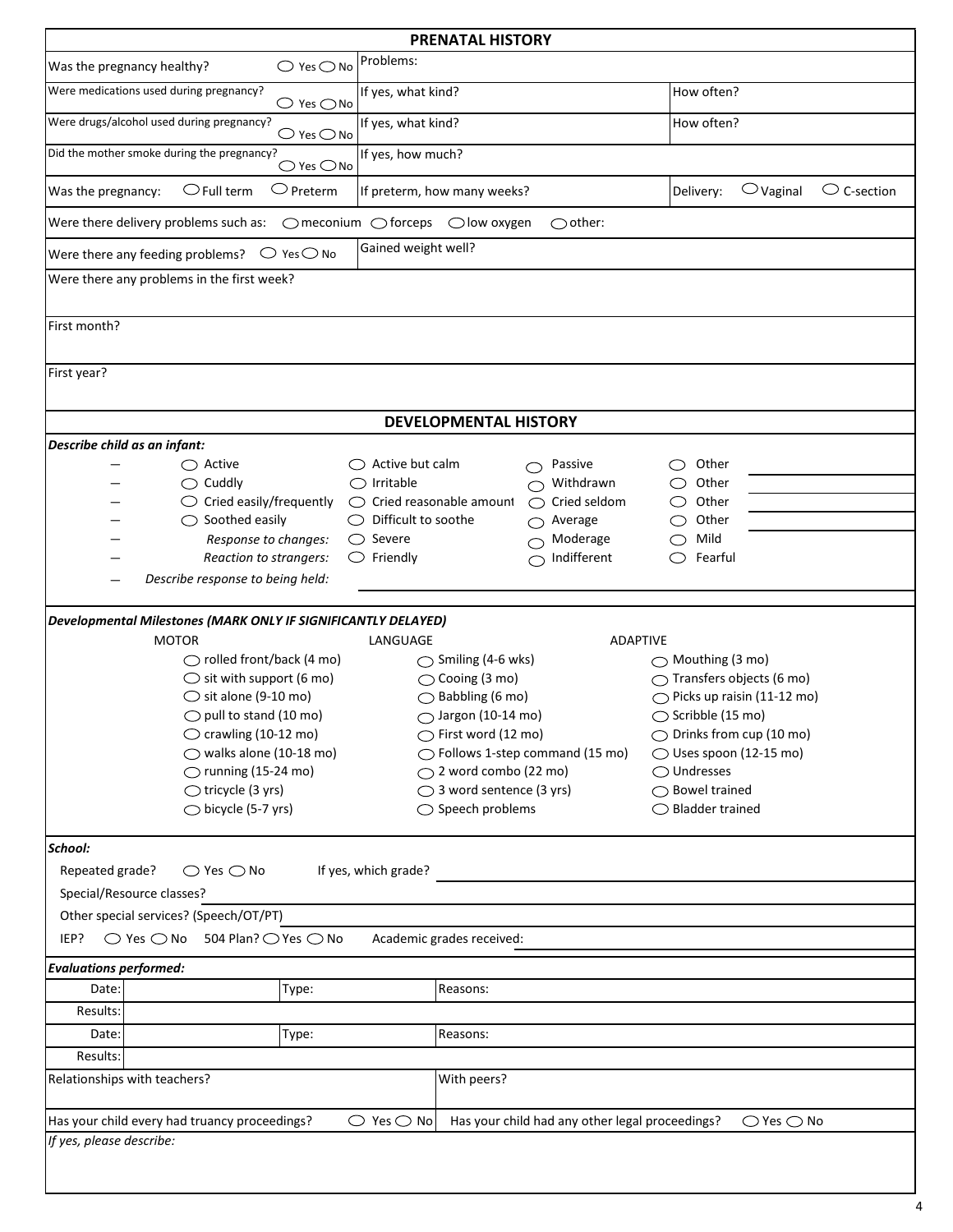## PRENATAL HISTORY

| | | |
|---|---|---|
| Was the pregnancy healthy? ◯ Yes ◯ No | Problems: | |
| Were medications used during pregnancy? ◯ Yes ◯ No | If yes, what kind? | How often? |
| Were drugs/alcohol used during pregnancy? ◯ Yes ◯ No | If yes, what kind? | How often? |
| Did the mother smoke during the pregnancy? ◯ Yes ◯ No | If yes, how much? | |
| Was the pregnancy: ◯ Full term ◯ Preterm | If preterm, how many weeks? | Delivery: ◯ Vaginal ◯ C-section |
| Were there delivery problems such as: ◯ meconium ◯ forceps ◯ low oxygen ◯ other: | | |
| Were there any feeding problems? ◯ Yes ◯ No | Gained weight well? | |

Were there any problems in the first week?

First month?

First year?

## DEVELOPMENTAL HISTORY

***Describe child as an infant:***

- ◯ Active ◯ Active but calm ◯ Passive ◯ Other ______
- ◯ Cuddly ◯ Irritable ◯ Withdrawn ◯ Other ______
- ◯ Cried easily/frequently ◯ Cried reasonable amount ◯ Cried seldom ◯ Other ______
- ◯ Soothed easily ◯ Difficult to soothe ◯ Average ◯ Other ______
- *Response to changes:* ◯ Severe ◯ Moderage ◯ Mild
- *Reaction to strangers:* ◯ Friendly ◯ Indifferent ◯ Fearful
- *Describe response to being held:* ______

***Developmental Milestones (MARK ONLY IF SIGNIFICANTLY DELAYED)***

| MOTOR | LANGUAGE | ADAPTIVE |
|---|---|---|
| ◯ rolled front/back (4 mo) | ◯ Smiling (4-6 wks) | ◯ Mouthing (3 mo) |
| ◯ sit with support (6 mo) | ◯ Cooing (3 mo) | ◯ Transfers objects (6 mo) |
| ◯ sit alone (9-10 mo) | ◯ Babbling (6 mo) | ◯ Picks up raisin (11-12 mo) |
| ◯ pull to stand (10 mo) | ◯ Jargon (10-14 mo) | ◯ Scribble (15 mo) |
| ◯ crawling (10-12 mo) | ◯ First word (12 mo) | ◯ Drinks from cup (10 mo) |
| ◯ walks alone (10-18 mo) | ◯ Follows 1-step command (15 mo) | ◯ Uses spoon (12-15 mo) |
| ◯ running (15-24 mo) | ◯ 2 word combo (22 mo) | ◯ Undresses |
| ◯ tricycle (3 yrs) | ◯ 3 word sentence (3 yrs) | ◯ Bowel trained |
| ◯ bicycle (5-7 yrs) | ◯ Speech problems | ◯ Bladder trained |

***School:***

Repeated grade? ◯ Yes ◯ No If yes, which grade? ______

Special/Resource classes? ______

Other special services? (Speech/OT/PT) ______

IEP? ◯ Yes ◯ No 504 Plan? ◯ Yes ◯ No Academic grades received: ______

***Evaluations performed:***

| | | | |
|---|---|---|---|
| Date: | | Type: | Reasons: |
| Results: | | | |
| Date: | | Type: | Reasons: |
| Results: | | | |

| | |
|---|---|
| Relationships with teachers? | With peers? |
| Has your child every had truancy proceedings? ◯ Yes ◯ No | Has your child had any other legal proceedings? ◯ Yes ◯ No |

*If yes, please describe:*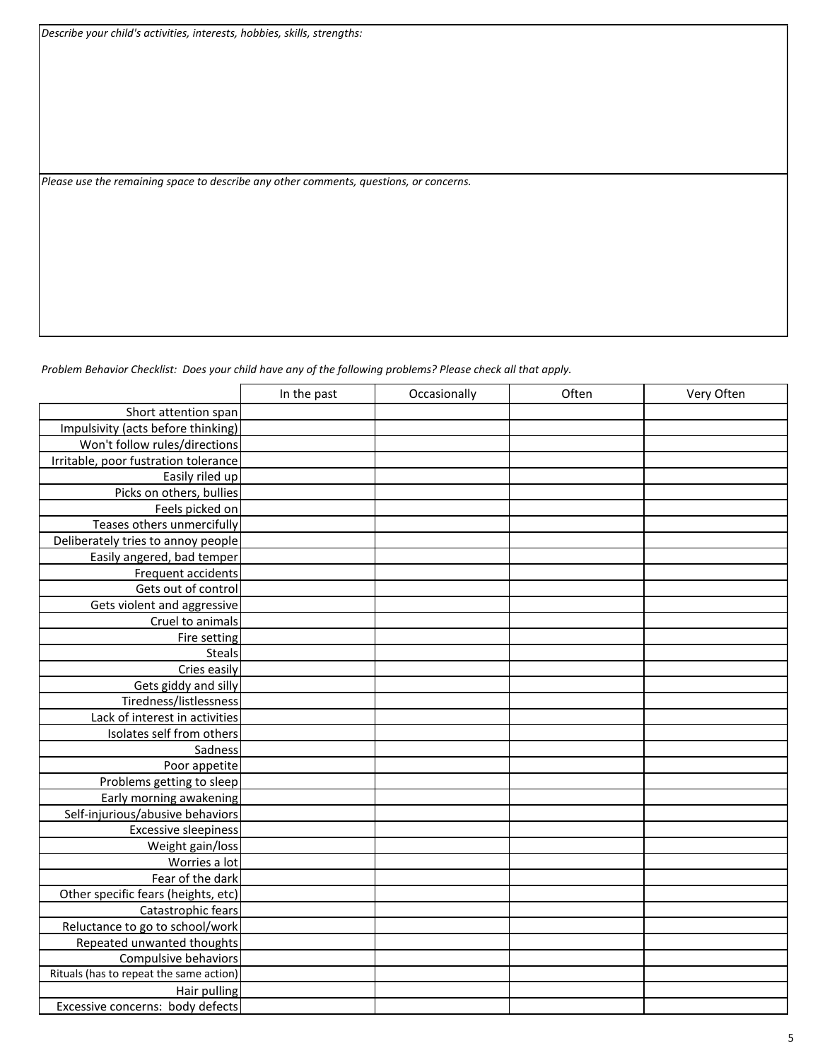*Describe your child's activities, interests, hobbies, skills, strengths:*

*Please use the remaining space to describe any other comments, questions, or concerns.*

*Problem Behavior Checklist: Does your child have any of the following problems? Please check all that apply.*

| | In the past | Occasionally | Often | Very Often |
|---|---|---|---|---|
| Short attention span | | | | |
| Impulsivity (acts before thinking) | | | | |
| Won't follow rules/directions | | | | |
| Irritable, poor fustration tolerance | | | | |
| Easily riled up | | | | |
| Picks on others, bullies | | | | |
| Feels picked on | | | | |
| Teases others unmercifully | | | | |
| Deliberately tries to annoy people | | | | |
| Easily angered, bad temper | | | | |
| Frequent accidents | | | | |
| Gets out of control | | | | |
| Gets violent and aggressive | | | | |
| Cruel to animals | | | | |
| Fire setting | | | | |
| Steals | | | | |
| Cries easily | | | | |
| Gets giddy and silly | | | | |
| Tiredness/listlessness | | | | |
| Lack of interest in activities | | | | |
| Isolates self from others | | | | |
| Sadness | | | | |
| Poor appetite | | | | |
| Problems getting to sleep | | | | |
| Early morning awakening | | | | |
| Self-injurious/abusive behaviors | | | | |
| Excessive sleepiness | | | | |
| Weight gain/loss | | | | |
| Worries a lot | | | | |
| Fear of the dark | | | | |
| Other specific fears (heights, etc) | | | | |
| Catastrophic fears | | | | |
| Reluctance to go to school/work | | | | |
| Repeated unwanted thoughts | | | | |
| Compulsive behaviors | | | | |
| Rituals (has to repeat the same action) | | | | |
| Hair pulling | | | | |
| Excessive concerns: body defects | | | | |